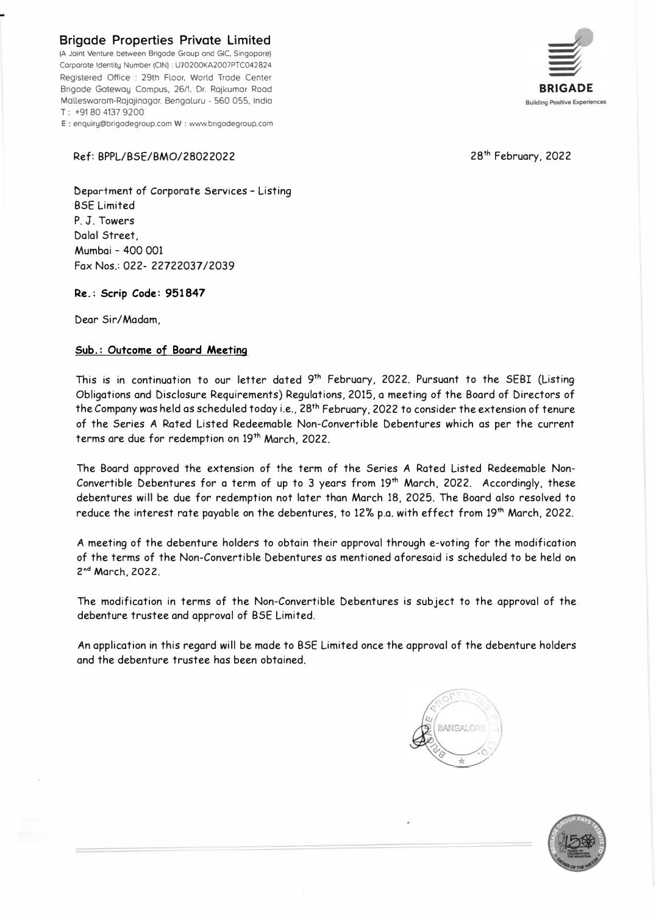# Brigade Properties Private Limited

(A Joint Venture between Brigade Group and GIC, Singapore)
Corporate Identity Number (CIN) : U70200KA2007PTC042824
Registered Office : 29th Floor, World Trade Center
Brigade Gateway Campus, 26/1, Dr. Rajkumar Road
Malleswaram-Rajajinagar, Bengaluru - 560 055, India
T : +91 80 4137 9200
E : enquiry@brigadegroup.com W : www.brigadegroup.com

BRIGADE
Building Positive Experiences

Ref: BPPL/BSE/BMO/28022022

28th February, 2022

Department of Corporate Services - Listing
BSE Limited
P. J. Towers
Dalal Street,
Mumbai - 400 001
Fax Nos.: 022- 22722037/2039

**Re.: Scrip Code: 951847**

Dear Sir/Madam,

**Sub.: Outcome of Board Meeting**

This is in continuation to our letter dated 9th February, 2022. Pursuant to the SEBI (Listing Obligations and Disclosure Requirements) Regulations, 2015, a meeting of the Board of Directors of the Company was held as scheduled today i.e., 28th February, 2022 to consider the extension of tenure of the Series A Rated Listed Redeemable Non-Convertible Debentures which as per the current terms are due for redemption on 19th March, 2022.

The Board approved the extension of the term of the Series A Rated Listed Redeemable Non-Convertible Debentures for a term of up to 3 years from 19th March, 2022. Accordingly, these debentures will be due for redemption not later than March 18, 2025. The Board also resolved to reduce the interest rate payable on the debentures, to 12% p.a. with effect from 19th March, 2022.

A meeting of the debenture holders to obtain their approval through e-voting for the modification of the terms of the Non-Convertible Debentures as mentioned aforesaid is scheduled to be held on 2nd March, 2022.

The modification in terms of the Non-Convertible Debentures is subject to the approval of the debenture trustee and approval of BSE Limited.

An application in this regard will be made to BSE Limited once the approval of the debenture holders and the debenture trustee has been obtained.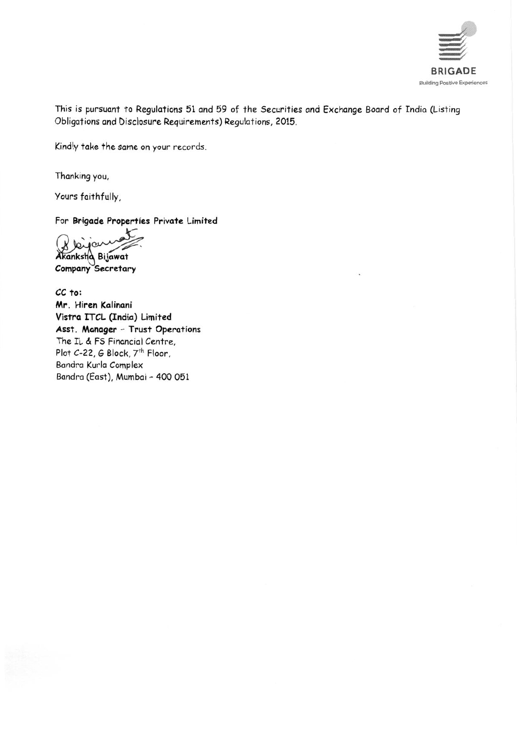BRIGADE

Building Positive Experiences

This is pursuant to Regulations 51 and 59 of the Securities and Exchange Board of India (Listing Obligations and Disclosure Requirements) Regulations, 2015.

Kindly take the same on your records.

Thanking you,

Yours faithfully,

For **Brigade Properties Private Limited**

Akanksha Bijawat
**Company Secretary**

**CC to:**
**Mr. Hiren Kalinani**
**Vistra ITCL (India) Limited**
**Asst. Manager - Trust Operations**
The IL & FS Financial Centre,
Plot C-22, G Block, 7th Floor,
Bandra Kurla Complex
Bandra (East), Mumbai - 400 051